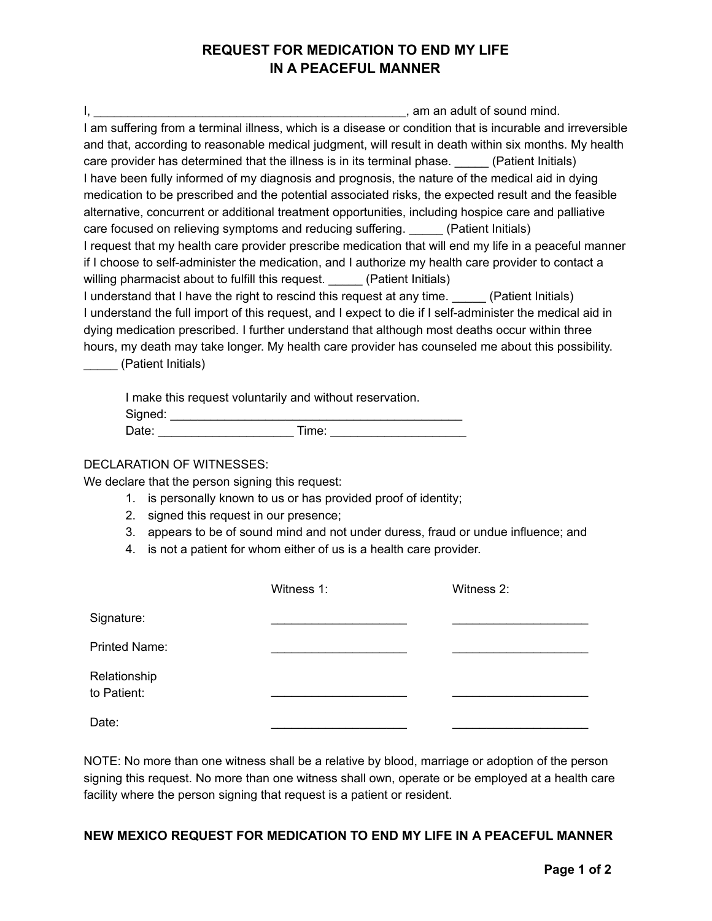# REQUEST FOR MEDICATION TO END MY LIFE IN A PEACEFUL MANNER

I, _______________________________________________, am an adult of sound mind.

I am suffering from a terminal illness, which is a disease or condition that is incurable and irreversible and that, according to reasonable medical judgment, will result in death within six months. My health care provider has determined that the illness is in its terminal phase. _____ (Patient Initials)

I have been fully informed of my diagnosis and prognosis, the nature of the medical aid in dying medication to be prescribed and the potential associated risks, the expected result and the feasible alternative, concurrent or additional treatment opportunities, including hospice care and palliative care focused on relieving symptoms and reducing suffering. _____ (Patient Initials)

I request that my health care provider prescribe medication that will end my life in a peaceful manner if I choose to self-administer the medication, and I authorize my health care provider to contact a willing pharmacist about to fulfill this request. _____ (Patient Initials)

I understand that I have the right to rescind this request at any time. _____ (Patient Initials)

I understand the full import of this request, and I expect to die if I self-administer the medical aid in dying medication prescribed. I further understand that although most deaths occur within three hours, my death may take longer. My health care provider has counseled me about this possibility. _____ (Patient Initials)

I make this request voluntarily and without reservation.

Signed: ____________________________________________

Date: ____________________ Time: ____________________

DECLARATION OF WITNESSES:

We declare that the person signing this request:

1. is personally known to us or has provided proof of identity;
2. signed this request in our presence;
3. appears to be of sound mind and not under duress, fraud or undue influence; and
4. is not a patient for whom either of us is a health care provider.

| | Witness 1: | Witness 2: |
|---|---|---|
| Signature: | ____________________ | ____________________ |
| Printed Name: | ____________________ | ____________________ |
| Relationship to Patient: | ____________________ | ____________________ |
| Date: | ____________________ | ____________________ |

NOTE: No more than one witness shall be a relative by blood, marriage or adoption of the person signing this request. No more than one witness shall own, operate or be employed at a health care facility where the person signing that request is a patient or resident.

**NEW MEXICO REQUEST FOR MEDICATION TO END MY LIFE IN A PEACEFUL MANNER**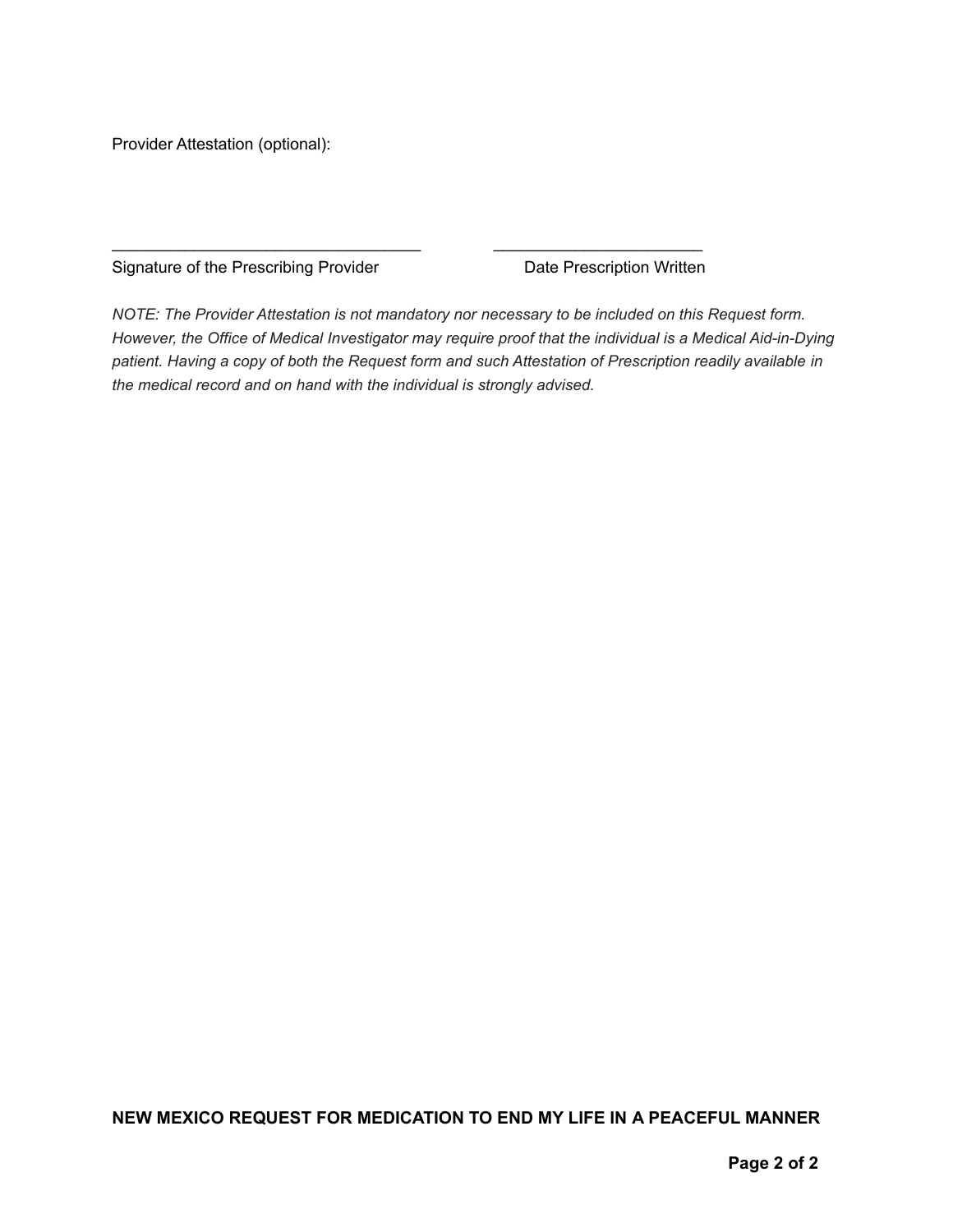Provider Attestation (optional):

\_\_\_\_\_\_\_\_\_\_\_\_\_\_\_\_\_\_\_\_\_\_\_\_\_\_\_\_\_\_\_\_\_\_    \_\_\_\_\_\_\_\_\_\_\_\_\_\_\_\_\_\_\_\_\_\_\_

Signature of the Prescribing Provider    Date Prescription Written

*NOTE: The Provider Attestation is not mandatory nor necessary to be included on this Request form. However, the Office of Medical Investigator may require proof that the individual is a Medical Aid-in-Dying patient. Having a copy of both the Request form and such Attestation of Prescription readily available in the medical record and on hand with the individual is strongly advised.*